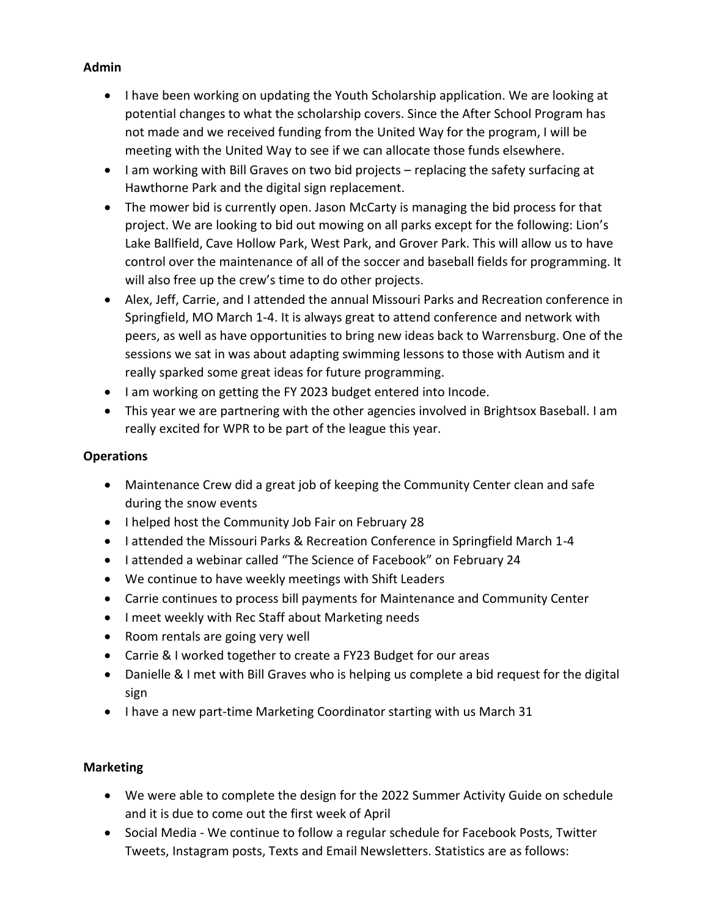**Admin**

- I have been working on updating the Youth Scholarship application. We are looking at potential changes to what the scholarship covers. Since the After School Program has not made and we received funding from the United Way for the program, I will be meeting with the United Way to see if we can allocate those funds elsewhere.
- I am working with Bill Graves on two bid projects – replacing the safety surfacing at Hawthorne Park and the digital sign replacement.
- The mower bid is currently open. Jason McCarty is managing the bid process for that project. We are looking to bid out mowing on all parks except for the following: Lion's Lake Ballfield, Cave Hollow Park, West Park, and Grover Park. This will allow us to have control over the maintenance of all of the soccer and baseball fields for programming. It will also free up the crew's time to do other projects.
- Alex, Jeff, Carrie, and I attended the annual Missouri Parks and Recreation conference in Springfield, MO March 1-4. It is always great to attend conference and network with peers, as well as have opportunities to bring new ideas back to Warrensburg. One of the sessions we sat in was about adapting swimming lessons to those with Autism and it really sparked some great ideas for future programming.
- I am working on getting the FY 2023 budget entered into Incode.
- This year we are partnering with the other agencies involved in Brightsox Baseball. I am really excited for WPR to be part of the league this year.

**Operations**

- Maintenance Crew did a great job of keeping the Community Center clean and safe during the snow events
- I helped host the Community Job Fair on February 28
- I attended the Missouri Parks & Recreation Conference in Springfield March 1-4
- I attended a webinar called "The Science of Facebook" on February 24
- We continue to have weekly meetings with Shift Leaders
- Carrie continues to process bill payments for Maintenance and Community Center
- I meet weekly with Rec Staff about Marketing needs
- Room rentals are going very well
- Carrie & I worked together to create a FY23 Budget for our areas
- Danielle & I met with Bill Graves who is helping us complete a bid request for the digital sign
- I have a new part-time Marketing Coordinator starting with us March 31

**Marketing**

- We were able to complete the design for the 2022 Summer Activity Guide on schedule and it is due to come out the first week of April
- Social Media - We continue to follow a regular schedule for Facebook Posts, Twitter Tweets, Instagram posts, Texts and Email Newsletters. Statistics are as follows: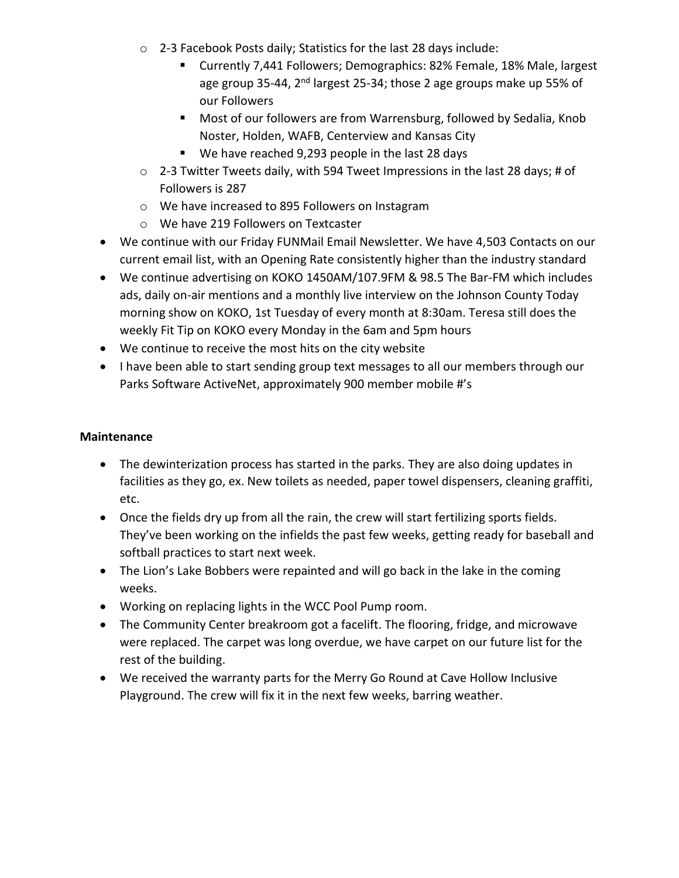- 2-3 Facebook Posts daily; Statistics for the last 28 days include:
    - Currently 7,441 Followers; Demographics: 82% Female, 18% Male, largest age group 35-44, 2nd largest 25-34; those 2 age groups make up 55% of our Followers
    - Most of our followers are from Warrensburg, followed by Sedalia, Knob Noster, Holden, WAFB, Centerview and Kansas City
    - We have reached 9,293 people in the last 28 days
  - 2-3 Twitter Tweets daily, with 594 Tweet Impressions in the last 28 days; # of Followers is 287
  - We have increased to 895 Followers on Instagram
  - We have 219 Followers on Textcaster
- We continue with our Friday FUNMail Email Newsletter. We have 4,503 Contacts on our current email list, with an Opening Rate consistently higher than the industry standard
- We continue advertising on KOKO 1450AM/107.9FM & 98.5 The Bar-FM which includes ads, daily on-air mentions and a monthly live interview on the Johnson County Today morning show on KOKO, 1st Tuesday of every month at 8:30am. Teresa still does the weekly Fit Tip on KOKO every Monday in the 6am and 5pm hours
- We continue to receive the most hits on the city website
- I have been able to start sending group text messages to all our members through our Parks Software ActiveNet, approximately 900 member mobile #'s

**Maintenance**

- The dewinterization process has started in the parks. They are also doing updates in facilities as they go, ex. New toilets as needed, paper towel dispensers, cleaning graffiti, etc.
- Once the fields dry up from all the rain, the crew will start fertilizing sports fields. They've been working on the infields the past few weeks, getting ready for baseball and softball practices to start next week.
- The Lion's Lake Bobbers were repainted and will go back in the lake in the coming weeks.
- Working on replacing lights in the WCC Pool Pump room.
- The Community Center breakroom got a facelift. The flooring, fridge, and microwave were replaced. The carpet was long overdue, we have carpet on our future list for the rest of the building.
- We received the warranty parts for the Merry Go Round at Cave Hollow Inclusive Playground. The crew will fix it in the next few weeks, barring weather.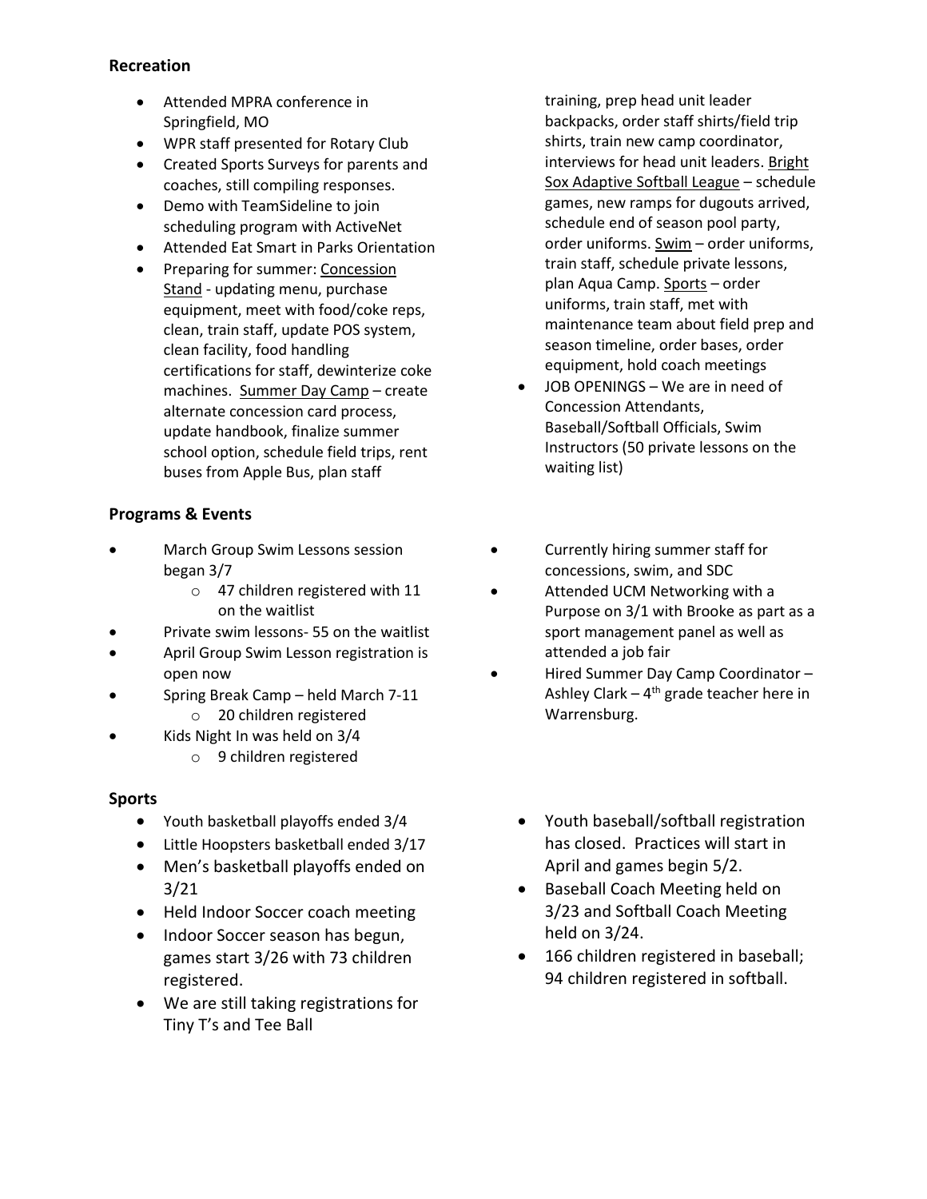## Recreation

- Attended MPRA conference in Springfield, MO
- WPR staff presented for Rotary Club
- Created Sports Surveys for parents and coaches, still compiling responses.
- Demo with TeamSideline to join scheduling program with ActiveNet
- Attended Eat Smart in Parks Orientation
- Preparing for summer: <u>Concession Stand</u> - updating menu, purchase equipment, meet with food/coke reps, clean, train staff, update POS system, clean facility, food handling certifications for staff, dewinterize coke machines. <u>Summer Day Camp</u> – create alternate concession card process, update handbook, finalize summer school option, schedule field trips, rent buses from Apple Bus, plan staff training, prep head unit leader backpacks, order staff shirts/field trip shirts, train new camp coordinator, interviews for head unit leaders. <u>Bright Sox Adaptive Softball League</u> – schedule games, new ramps for dugouts arrived, schedule end of season pool party, order uniforms. <u>Swim</u> – order uniforms, train staff, schedule private lessons, plan Aqua Camp. <u>Sports</u> – order uniforms, train staff, met with maintenance team about field prep and season timeline, order bases, order equipment, hold coach meetings
- JOB OPENINGS – We are in need of Concession Attendants, Baseball/Softball Officials, Swim Instructors (50 private lessons on the waiting list)

## Programs & Events

- March Group Swim Lessons session began 3/7
  - 47 children registered with 11 on the waitlist
- Private swim lessons- 55 on the waitlist
- April Group Swim Lesson registration is open now
- Spring Break Camp – held March 7-11
  - 20 children registered
- Kids Night In was held on 3/4
  - 9 children registered
- Currently hiring summer staff for concessions, swim, and SDC
- Attended UCM Networking with a Purpose on 3/1 with Brooke as part as a sport management panel as well as attended a job fair
- Hired Summer Day Camp Coordinator – Ashley Clark – 4th grade teacher here in Warrensburg.

## Sports

- Youth basketball playoffs ended 3/4
- Little Hoopsters basketball ended 3/17
- Men's basketball playoffs ended on 3/21
- Held Indoor Soccer coach meeting
- Indoor Soccer season has begun, games start 3/26 with 73 children registered.
- We are still taking registrations for Tiny T's and Tee Ball
- Youth baseball/softball registration has closed. Practices will start in April and games begin 5/2.
- Baseball Coach Meeting held on 3/23 and Softball Coach Meeting held on 3/24.
- 166 children registered in baseball; 94 children registered in softball.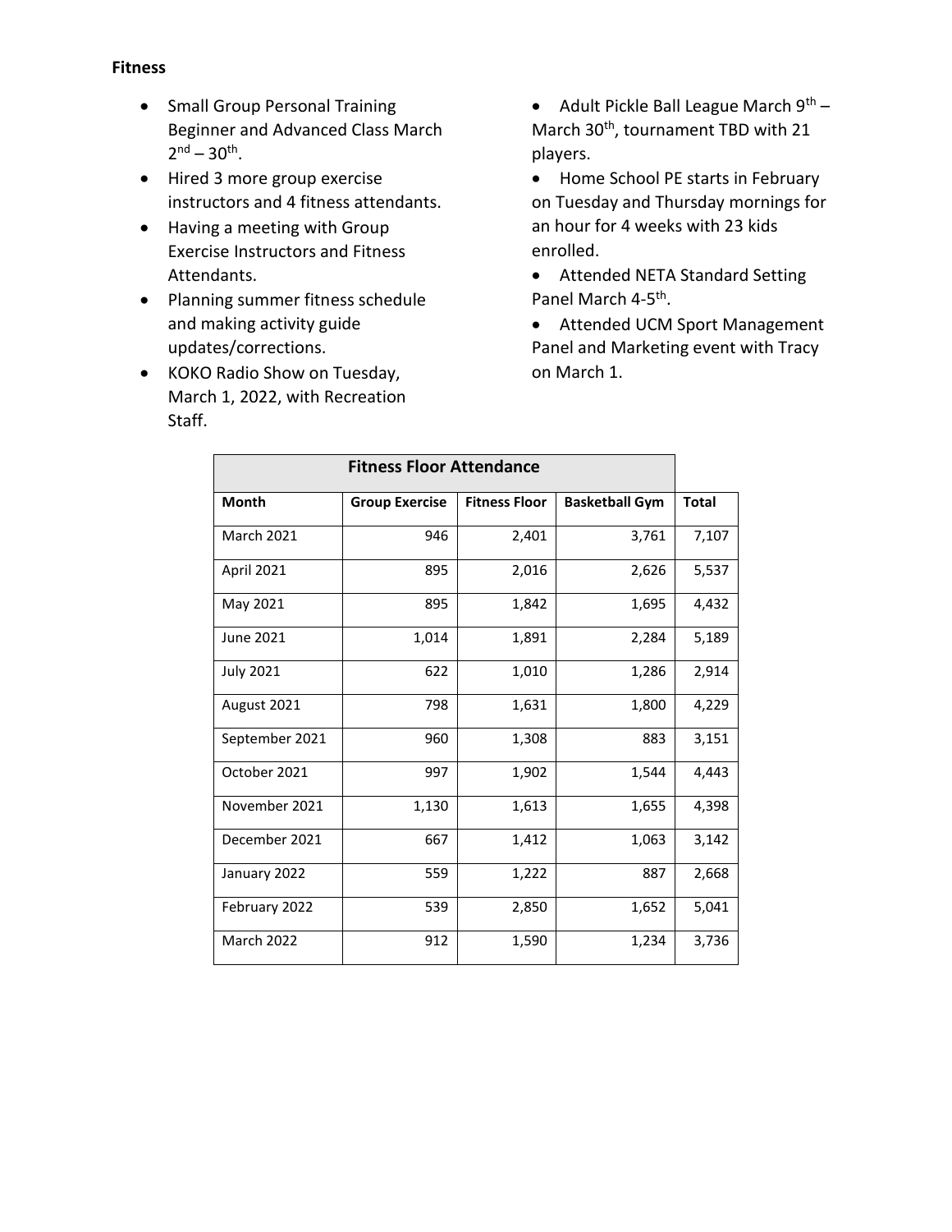**Fitness**

- Small Group Personal Training Beginner and Advanced Class March 2nd – 30th.
- Hired 3 more group exercise instructors and 4 fitness attendants.
- Having a meeting with Group Exercise Instructors and Fitness Attendants.
- Planning summer fitness schedule and making activity guide updates/corrections.
- KOKO Radio Show on Tuesday, March 1, 2022, with Recreation Staff.
- Adult Pickle Ball League March 9th – March 30th, tournament TBD with 21 players.
- Home School PE starts in February on Tuesday and Thursday mornings for an hour for 4 weeks with 23 kids enrolled.
- Attended NETA Standard Setting Panel March 4-5th.
- Attended UCM Sport Management Panel and Marketing event with Tracy on March 1.

| Fitness Floor Attendance | | | | |
|---|---|---|---|---|
| **Month** | **Group Exercise** | **Fitness Floor** | **Basketball Gym** | **Total** |
| March 2021 | 946 | 2,401 | 3,761 | 7,107 |
| April 2021 | 895 | 2,016 | 2,626 | 5,537 |
| May 2021 | 895 | 1,842 | 1,695 | 4,432 |
| June 2021 | 1,014 | 1,891 | 2,284 | 5,189 |
| July 2021 | 622 | 1,010 | 1,286 | 2,914 |
| August 2021 | 798 | 1,631 | 1,800 | 4,229 |
| September 2021 | 960 | 1,308 | 883 | 3,151 |
| October 2021 | 997 | 1,902 | 1,544 | 4,443 |
| November 2021 | 1,130 | 1,613 | 1,655 | 4,398 |
| December 2021 | 667 | 1,412 | 1,063 | 3,142 |
| January 2022 | 559 | 1,222 | 887 | 2,668 |
| February 2022 | 539 | 2,850 | 1,652 | 5,041 |
| March 2022 | 912 | 1,590 | 1,234 | 3,736 |